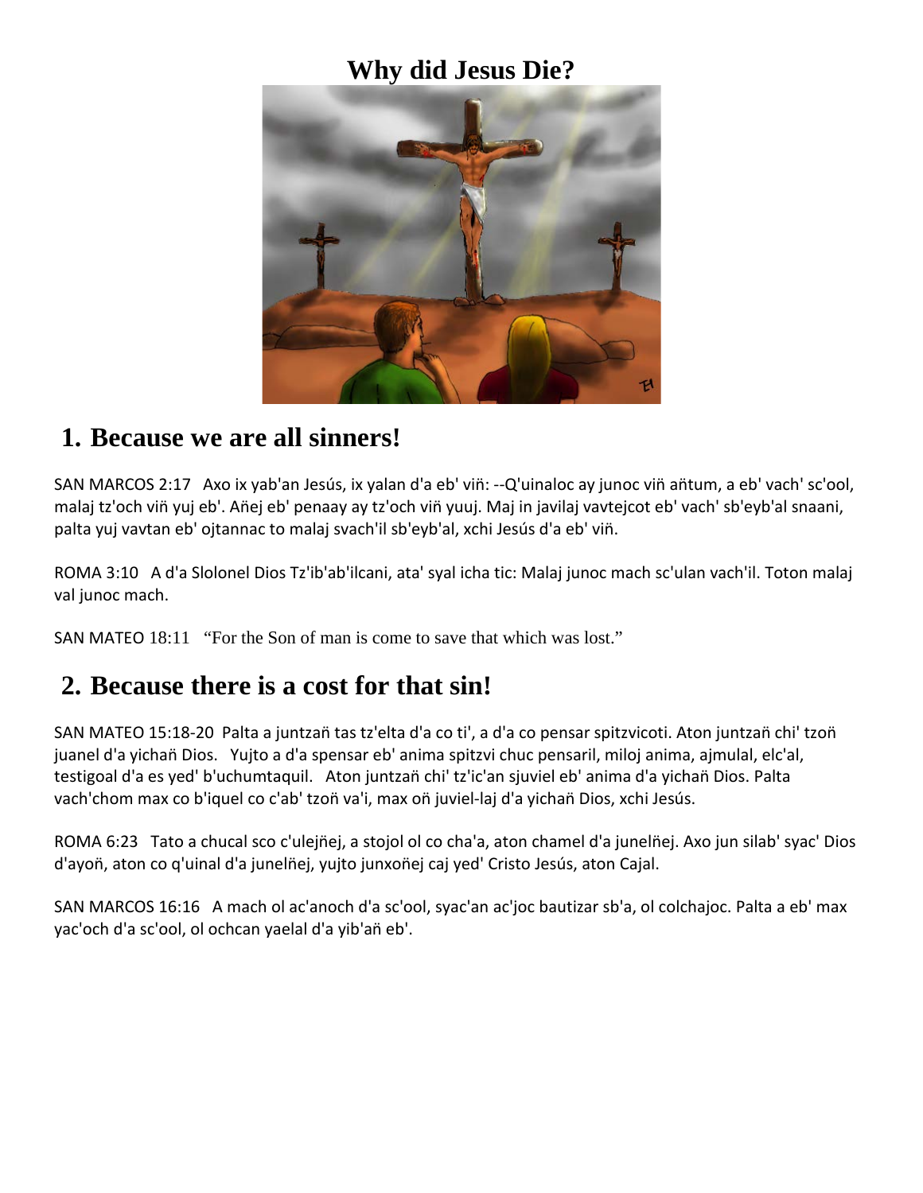# Why did Jesus Die?

## 1. Because we are all sinners!

SAN MARCOS 2:17   Axo ix yab'an Jesús, ix yalan d'a eb' viñ: --Q'uinaloc ay junoc viñ añtum, a eb' vach' sc'ool, malaj tz'och viñ yuj eb'. Añej eb' penaay ay tz'och viñ yuuj. Maj in javilaj vavtejcot eb' vach' sb'eyb'al snaani, palta yuj vavtan eb' ojtannac to malaj svach'il sb'eyb'al, xchi Jesús d'a eb' viñ.

ROMA 3:10   A d'a Slolonel Dios Tz'ib'ab'ilcani, ata' syal icha tic: Malaj junoc mach sc'ulan vach'il. Toton malaj val junoc mach.

SAN MATEO 18:11   "For the Son of man is come to save that which was lost."

## 2. Because there is a cost for that sin!

SAN MATEO 15:18-20  Palta a juntzañ tas tz'elta d'a co ti', a d'a co pensar spitzvicoti. Aton juntzañ chi' tzoñ juanel d'a yichañ Dios.   Yujto a d'a spensar eb' anima spitzvi chuc pensaril, miloj anima, ajmulal, elc'al, testigoal d'a es yed' b'uchumtaquil.   Aton juntzañ chi' tz'ic'an sjuviel eb' anima d'a yichañ Dios. Palta vach'chom max co b'iquel co c'ab' tzoñ va'i, max oñ juviel-laj d'a yichañ Dios, xchi Jesús.

ROMA 6:23   Tato a chucal sco c'ulejñej, a stojol ol co cha'a, aton chamel d'a junelñej. Axo jun silab' syac' Dios d'ayoñ, aton co q'uinal d'a junelñej, yujto junxoñej caj yed' Cristo Jesús, aton Cajal.

SAN MARCOS 16:16   A mach ol ac'anoch d'a sc'ool, syac'an ac'joc bautizar sb'a, ol colchajoc. Palta a eb' max yac'och d'a sc'ool, ol ochcan yaelal d'a yib'añ eb'.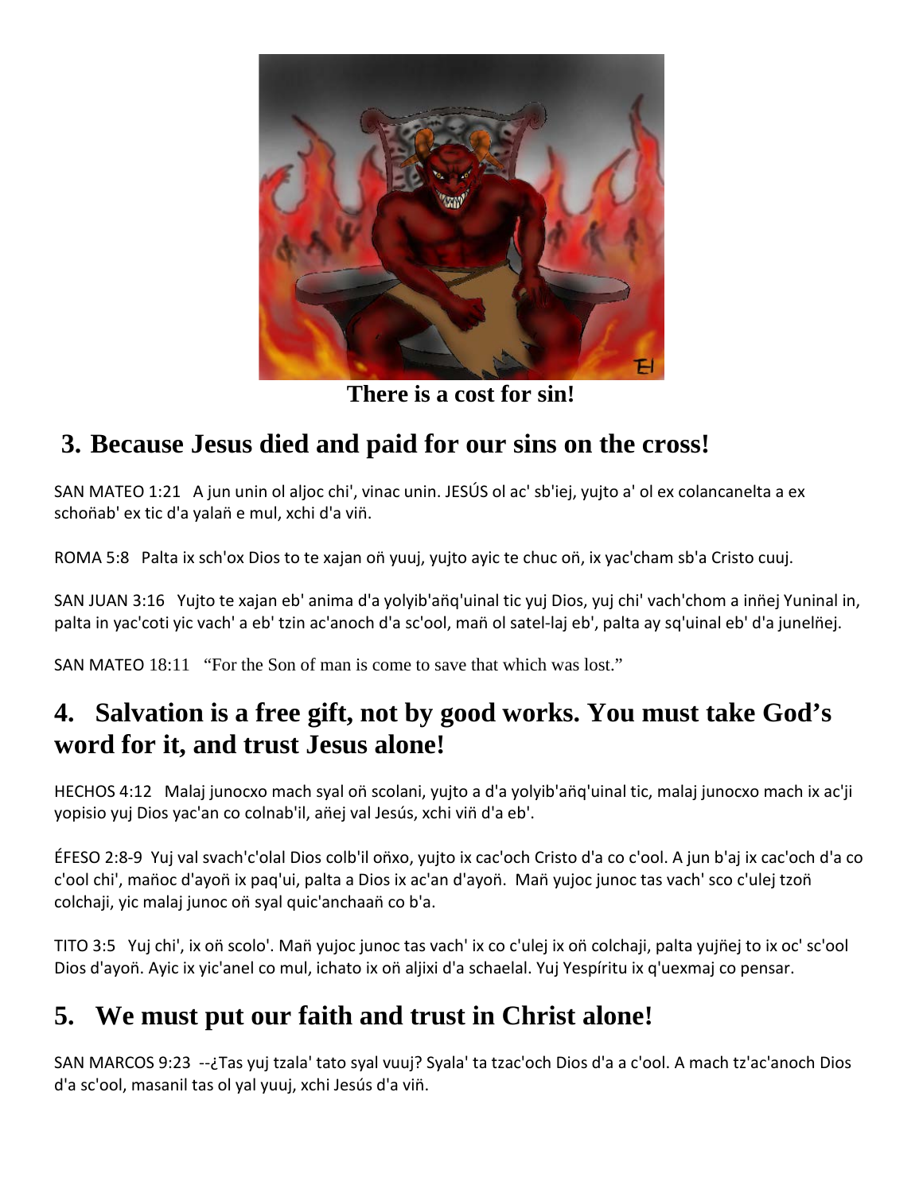**There is a cost for sin!**

## 3. Because Jesus died and paid for our sins on the cross!

SAN MATEO 1:21 A jun unin ol aljoc chi', vinac unin. JESÚS ol ac' sb'iej, yujto a' ol ex colancanelta a ex schoñab' ex tic d'a yalañ e mul, xchi d'a viñ.

ROMA 5:8 Palta ix sch'ox Dios to te xajan oñ yuuj, yujto ayic te chuc oñ, ix yac'cham sb'a Cristo cuuj.

SAN JUAN 3:16 Yujto te xajan eb' anima d'a yolyib'añq'uinal tic yuj Dios, yuj chi' vach'chom a inñej Yuninal in, palta in yac'coti yic vach' a eb' tzin ac'anoch d'a sc'ool, mañ ol satel-laj eb', palta ay sq'uinal eb' d'a junelñej.

SAN MATEO 18:11 "For the Son of man is come to save that which was lost."

## 4. Salvation is a free gift, not by good works. You must take God's word for it, and trust Jesus alone!

HECHOS 4:12 Malaj junocxo mach syal oñ scolani, yujto a d'a yolyib'añq'uinal tic, malaj junocxo mach ix ac'ji yopisio yuj Dios yac'an co colnab'il, añej val Jesús, xchi viñ d'a eb'.

ÉFESO 2:8-9 Yuj val svach'c'olal Dios colb'il oñxo, yujto ix cac'och Cristo d'a co c'ool. A jun b'aj ix cac'och d'a co c'ool chi', mañoc d'ayoñ ix paq'ui, palta a Dios ix ac'an d'ayoñ. Mañ yujoc junoc tas vach' sco c'ulej tzoñ colchaji, yic malaj junoc oñ syal quic'anchaañ co b'a.

TITO 3:5 Yuj chi', ix oñ scolo'. Mañ yujoc junoc tas vach' ix co c'ulej ix oñ colchaji, palta yujñej to ix oc' sc'ool Dios d'ayoñ. Ayic ix yic'anel co mul, ichato ix oñ aljixi d'a schaelal. Yuj Yespíritu ix q'uexmaj co pensar.

## 5. We must put our faith and trust in Christ alone!

SAN MARCOS 9:23 --¿Tas yuj tzala' tato syal vuuj? Syala' ta tzac'och Dios d'a a c'ool. A mach tz'ac'anoch Dios d'a sc'ool, masanil tas ol yal yuuj, xchi Jesús d'a viñ.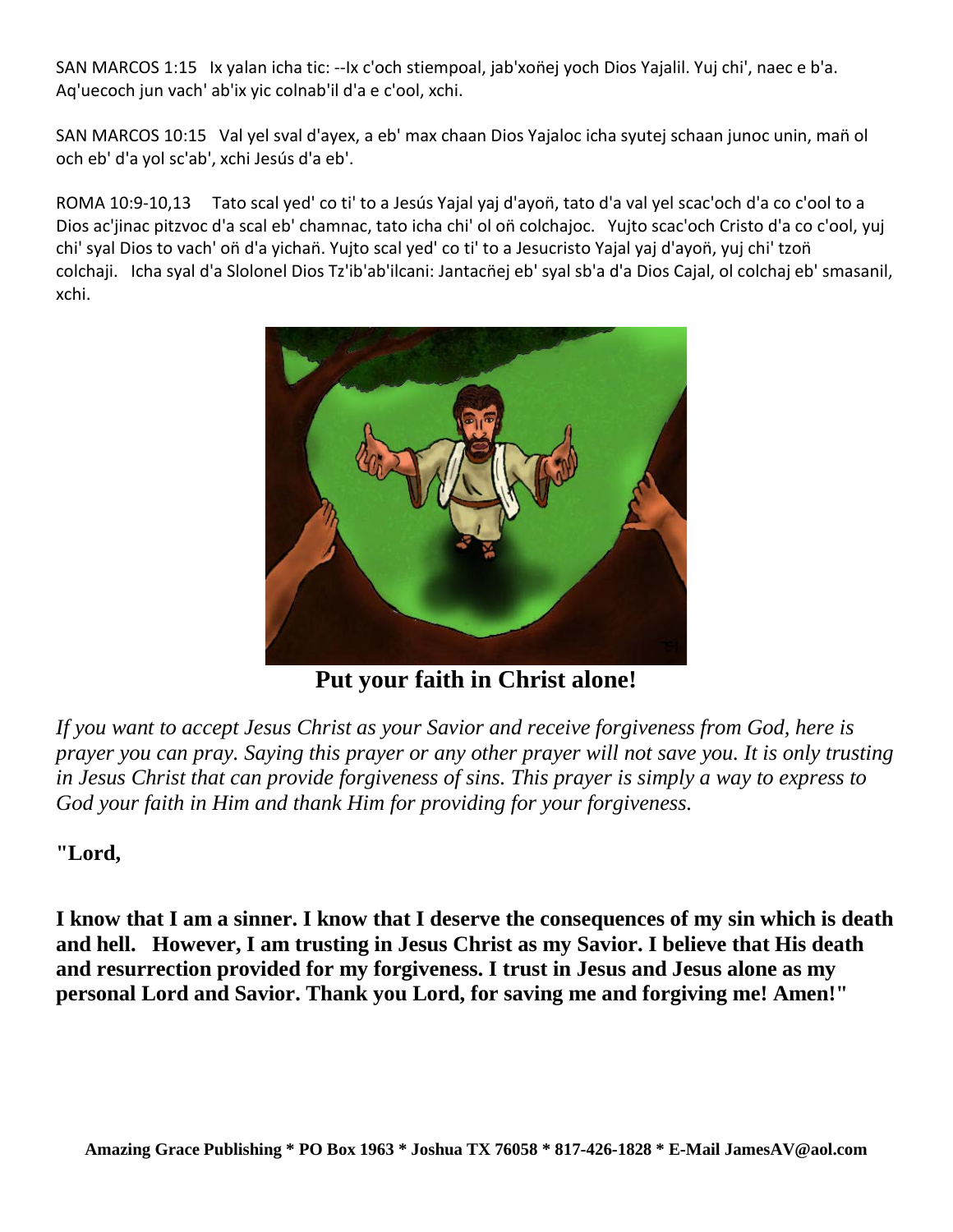SAN MARCOS 1:15 Ix yalan icha tic: --Ix c'och stiempoal, jab'xoñej yoch Dios Yajalil. Yuj chi', naec e b'a. Aq'uecoch jun vach' ab'ix yic colnab'il d'a e c'ool, xchi.

SAN MARCOS 10:15 Val yel sval d'ayex, a eb' max chaan Dios Yajaloc icha syutej schaan junoc unin, mañ ol och eb' d'a yol sc'ab', xchi Jesús d'a eb'.

ROMA 10:9-10,13 Tato scal yed' co ti' to a Jesús Yajal yaj d'ayoñ, tato d'a val yel scac'och d'a co c'ool to a Dios ac'jinac pitzvoc d'a scal eb' chamnac, tato icha chi' ol oñ colchajoc. Yujto scac'och Cristo d'a co c'ool, yuj chi' syal Dios to vach' oñ d'a yichañ. Yujto scal yed' co ti' to a Jesucristo Yajal yaj d'ayoñ, yuj chi' tzoñ colchaji. Icha syal d'a Slolonel Dios Tz'ib'ab'ilcani: Jantacñej eb' syal sb'a d'a Dios Cajal, ol colchaj eb' smasanil, xchi.

**Put your faith in Christ alone!**

*If you want to accept Jesus Christ as your Savior and receive forgiveness from God, here is prayer you can pray. Saying this prayer or any other prayer will not save you. It is only trusting in Jesus Christ that can provide forgiveness of sins. This prayer is simply a way to express to God your faith in Him and thank Him for providing for your forgiveness.*

**"Lord,**

**I know that I am a sinner. I know that I deserve the consequences of my sin which is death and hell. However, I am trusting in Jesus Christ as my Savior. I believe that His death and resurrection provided for my forgiveness. I trust in Jesus and Jesus alone as my personal Lord and Savior. Thank you Lord, for saving me and forgiving me! Amen!"**

**Amazing Grace Publishing * PO Box 1963 * Joshua TX 76058 * 817-426-1828 * E-Mail JamesAV@aol.com**